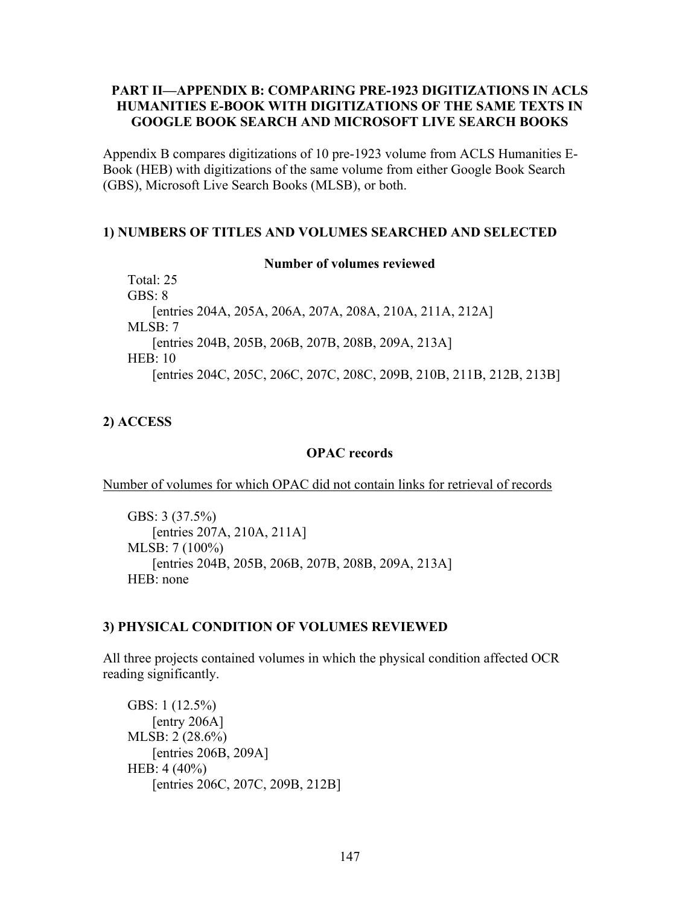# PART II—APPENDIX B: COMPARING PRE-1923 DIGITIZATIONS IN ACLS HUMANITIES E-BOOK WITH DIGITIZATIONS OF THE SAME TEXTS IN GOOGLE BOOK SEARCH AND MICROSOFT LIVE SEARCH BOOKS

Appendix B compares digitizations of 10 pre-1923 volume from ACLS Humanities E-Book (HEB) with digitizations of the same volume from either Google Book Search (GBS), Microsoft Live Search Books (MLSB), or both.

## 1) NUMBERS OF TITLES AND VOLUMES SEARCHED AND SELECTED

**Number of volumes reviewed**

Total: 25

GBS: 8
 [entries 204A, 205A, 206A, 207A, 208A, 210A, 211A, 212A]

MLSB: 7
 [entries 204B, 205B, 206B, 207B, 208B, 209A, 213A]

HEB: 10
 [entries 204C, 205C, 206C, 207C, 208C, 209B, 210B, 211B, 212B, 213B]

## 2) ACCESS

**OPAC records**

<u>Number of volumes for which OPAC did not contain links for retrieval of records</u>

GBS: 3 (37.5%)
 [entries 207A, 210A, 211A]

MLSB: 7 (100%)
 [entries 204B, 205B, 206B, 207B, 208B, 209A, 213A]

HEB: none

## 3) PHYSICAL CONDITION OF VOLUMES REVIEWED

All three projects contained volumes in which the physical condition affected OCR reading significantly.

GBS: 1 (12.5%)
 [entry 206A]

MLSB: 2 (28.6%)
 [entries 206B, 209A]

HEB: 4 (40%)
 [entries 206C, 207C, 209B, 212B]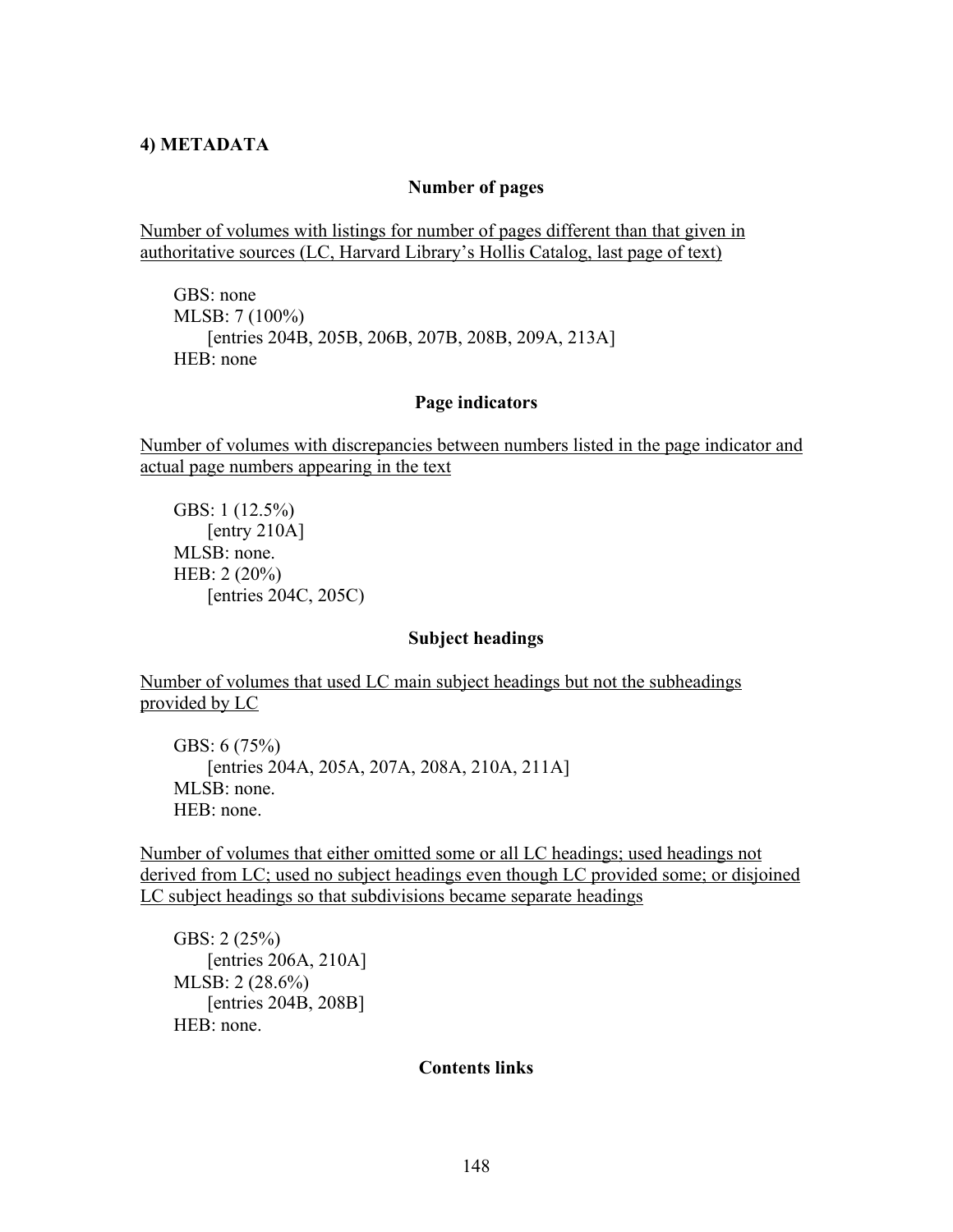## 4) METADATA

### Number of pages

Number of volumes with listings for number of pages different than that given in authoritative sources (LC, Harvard Library's Hollis Catalog, last page of text)

GBS: none
MLSB: 7 (100%)
    [entries 204B, 205B, 206B, 207B, 208B, 209A, 213A]
HEB: none

### Page indicators

Number of volumes with discrepancies between numbers listed in the page indicator and actual page numbers appearing in the text

GBS: 1 (12.5%)
    [entry 210A]
MLSB: none.
HEB: 2 (20%)
    [entries 204C, 205C)

### Subject headings

Number of volumes that used LC main subject headings but not the subheadings provided by LC

GBS: 6 (75%)
    [entries 204A, 205A, 207A, 208A, 210A, 211A]
MLSB: none.
HEB: none.

Number of volumes that either omitted some or all LC headings; used headings not derived from LC; used no subject headings even though LC provided some; or disjoined LC subject headings so that subdivisions became separate headings

GBS: 2 (25%)
    [entries 206A, 210A]
MLSB: 2 (28.6%)
    [entries 204B, 208B]
HEB: none.

### Contents links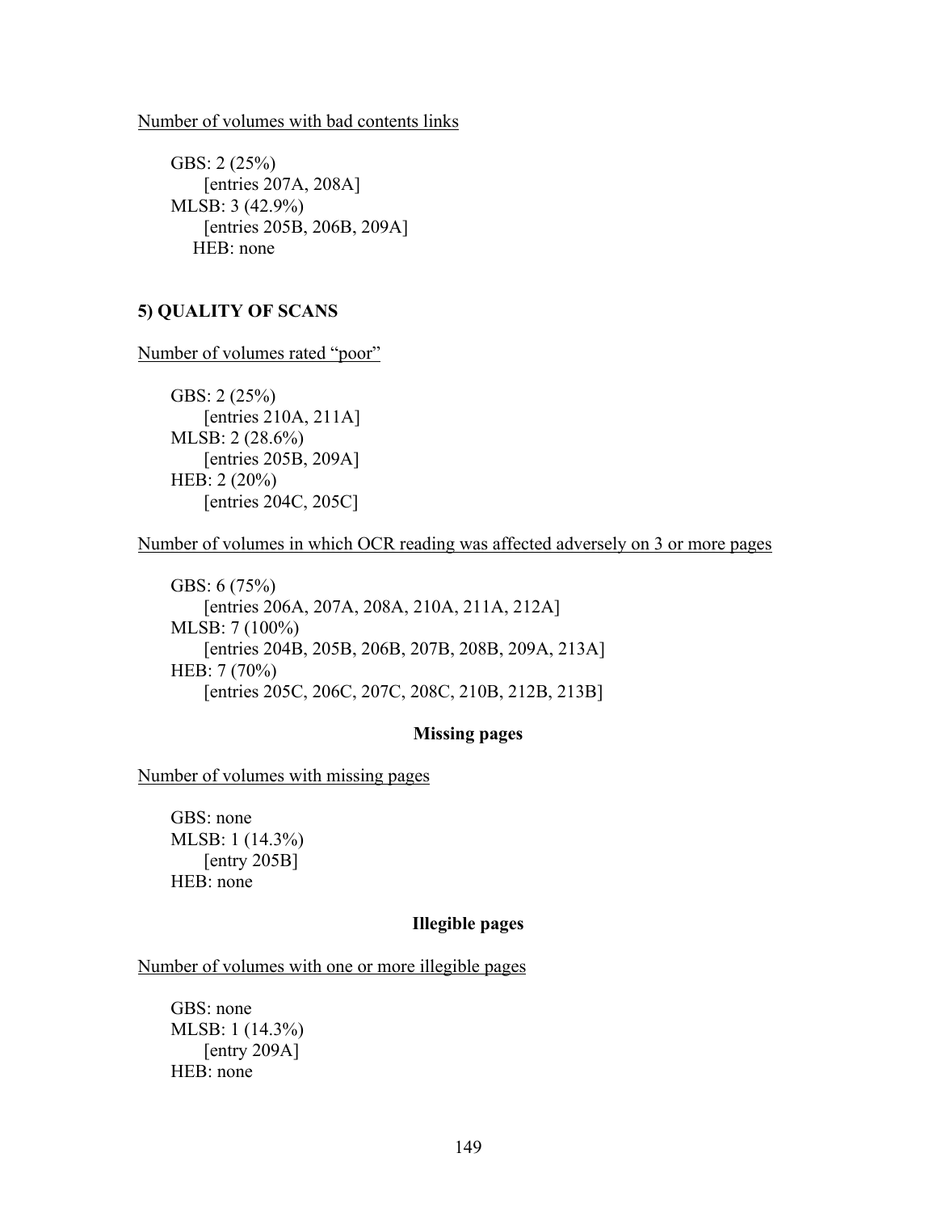Number of volumes with bad contents links

GBS: 2 (25%)
[entries 207A, 208A]
MLSB: 3 (42.9%)
[entries 205B, 206B, 209A]
HEB: none

**5) QUALITY OF SCANS**

Number of volumes rated "poor"

GBS: 2 (25%)
[entries 210A, 211A]
MLSB: 2 (28.6%)
[entries 205B, 209A]
HEB: 2 (20%)
[entries 204C, 205C]

Number of volumes in which OCR reading was affected adversely on 3 or more pages

GBS: 6 (75%)
[entries 206A, 207A, 208A, 210A, 211A, 212A]
MLSB: 7 (100%)
[entries 204B, 205B, 206B, 207B, 208B, 209A, 213A]
HEB: 7 (70%)
[entries 205C, 206C, 207C, 208C, 210B, 212B, 213B]

**Missing pages**

Number of volumes with missing pages

GBS: none
MLSB: 1 (14.3%)
[entry 205B]
HEB: none

**Illegible pages**

Number of volumes with one or more illegible pages

GBS: none
MLSB: 1 (14.3%)
[entry 209A]
HEB: none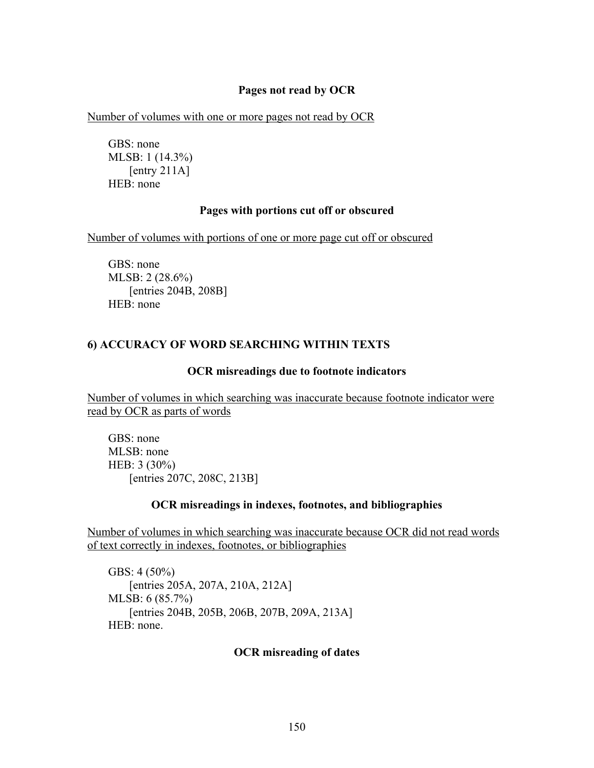### Pages not read by OCR

Number of volumes with one or more pages not read by OCR

GBS: none
MLSB: 1 (14.3%)
[entry 211A]
HEB: none

### Pages with portions cut off or obscured

Number of volumes with portions of one or more page cut off or obscured

GBS: none
MLSB: 2 (28.6%)
[entries 204B, 208B]
HEB: none

## 6) ACCURACY OF WORD SEARCHING WITHIN TEXTS

### OCR misreadings due to footnote indicators

Number of volumes in which searching was inaccurate because footnote indicator were read by OCR as parts of words

GBS: none
MLSB: none
HEB: 3 (30%)
[entries 207C, 208C, 213B]

### OCR misreadings in indexes, footnotes, and bibliographies

Number of volumes in which searching was inaccurate because OCR did not read words of text correctly in indexes, footnotes, or bibliographies

GBS: 4 (50%)
[entries 205A, 207A, 210A, 212A]
MLSB: 6 (85.7%)
[entries 204B, 205B, 206B, 207B, 209A, 213A]
HEB: none.

### OCR misreading of dates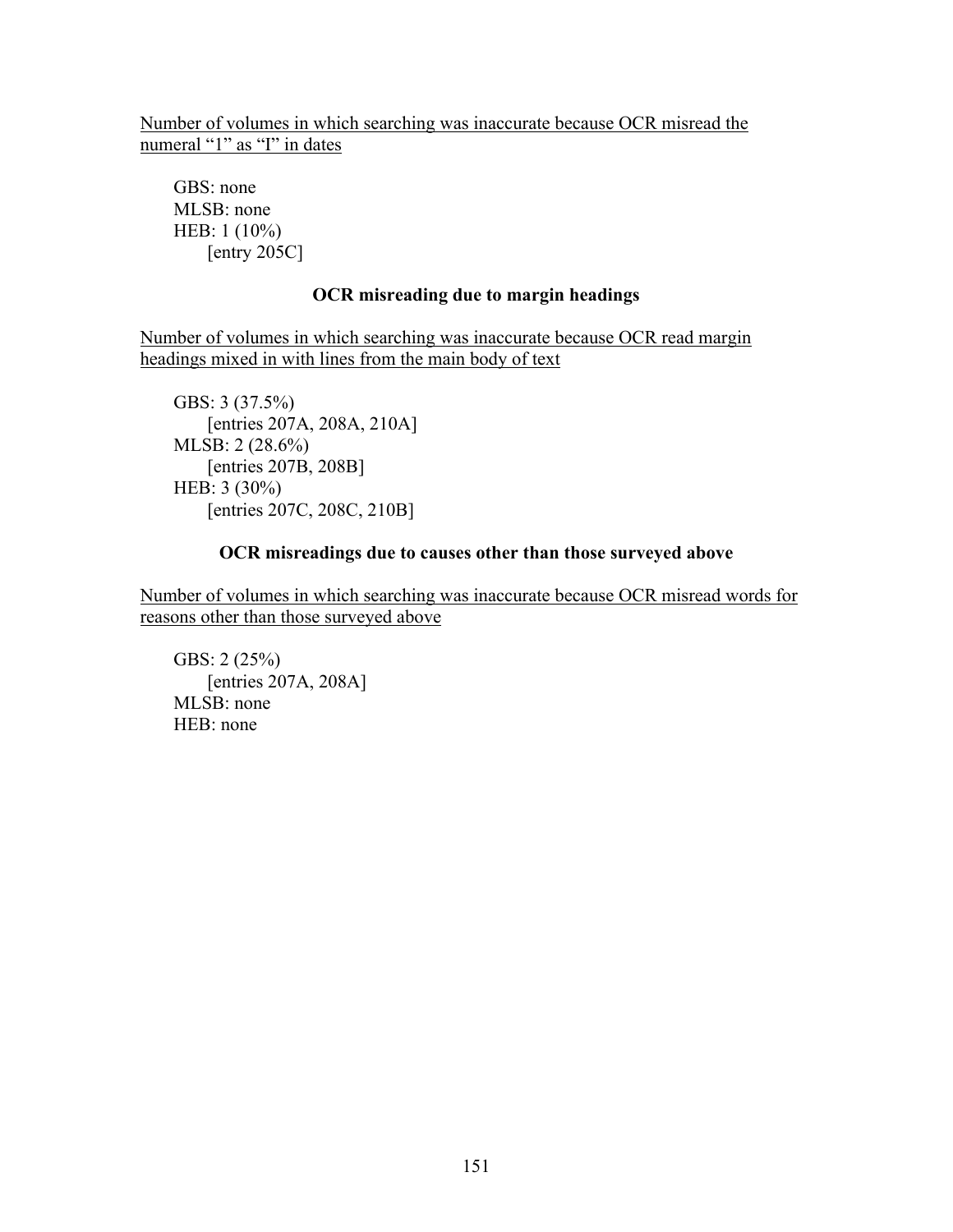Number of volumes in which searching was inaccurate because OCR misread the numeral "1" as "I" in dates

GBS: none
MLSB: none
HEB: 1 (10%)
  [entry 205C]

### OCR misreading due to margin headings

Number of volumes in which searching was inaccurate because OCR read margin headings mixed in with lines from the main body of text

GBS: 3 (37.5%)
  [entries 207A, 208A, 210A]
MLSB: 2 (28.6%)
  [entries 207B, 208B]
HEB: 3 (30%)
  [entries 207C, 208C, 210B]

### OCR misreadings due to causes other than those surveyed above

Number of volumes in which searching was inaccurate because OCR misread words for reasons other than those surveyed above

GBS: 2 (25%)
  [entries 207A, 208A]
MLSB: none
HEB: none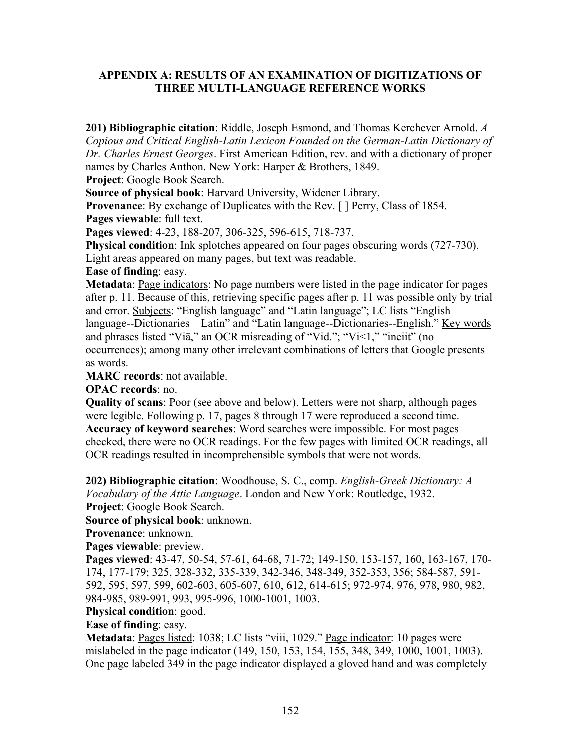## APPENDIX A: RESULTS OF AN EXAMINATION OF DIGITIZATIONS OF THREE MULTI-LANGUAGE REFERENCE WORKS

**201) Bibliographic citation**: Riddle, Joseph Esmond, and Thomas Kerchever Arnold. *A Copious and Critical English-Latin Lexicon Founded on the German-Latin Dictionary of Dr. Charles Ernest Georges*. First American Edition, rev. and with a dictionary of proper names by Charles Anthon. New York: Harper & Brothers, 1849.
**Project**: Google Book Search.
**Source of physical book**: Harvard University, Widener Library.
**Provenance**: By exchange of Duplicates with the Rev. [ ] Perry, Class of 1854.
**Pages viewable**: full text.
**Pages viewed**: 4-23, 188-207, 306-325, 596-615, 718-737.
**Physical condition**: Ink splotches appeared on four pages obscuring words (727-730). Light areas appeared on many pages, but text was readable.
**Ease of finding**: easy.
**Metadata**: <u>Page indicators</u>: No page numbers were listed in the page indicator for pages after p. 11. Because of this, retrieving specific pages after p. 11 was possible only by trial and error. <u>Subjects</u>: "English language" and "Latin language"; LC lists "English language--Dictionaries—Latin" and "Latin language--Dictionaries--English." <u>Key words and phrases</u> listed "Viä," an OCR misreading of "Vid."; "Vi<1," "ineiit" (no occurrences); among many other irrelevant combinations of letters that Google presents as words.
**MARC records**: not available.
**OPAC records**: no.
**Quality of scans**: Poor (see above and below). Letters were not sharp, although pages were legible. Following p. 17, pages 8 through 17 were reproduced a second time.
**Accuracy of keyword searches**: Word searches were impossible. For most pages checked, there were no OCR readings. For the few pages with limited OCR readings, all OCR readings resulted in incomprehensible symbols that were not words.

**202) Bibliographic citation**: Woodhouse, S. C., comp. *English-Greek Dictionary: A Vocabulary of the Attic Language*. London and New York: Routledge, 1932.
**Project**: Google Book Search.
**Source of physical book**: unknown.
**Provenance**: unknown.
**Pages viewable**: preview.
**Pages viewed**: 43-47, 50-54, 57-61, 64-68, 71-72; 149-150, 153-157, 160, 163-167, 170-174, 177-179; 325, 328-332, 335-339, 342-346, 348-349, 352-353, 356; 584-587, 591-592, 595, 597, 599, 602-603, 605-607, 610, 612, 614-615; 972-974, 976, 978, 980, 982, 984-985, 989-991, 993, 995-996, 1000-1001, 1003.
**Physical condition**: good.
**Ease of finding**: easy.
**Metadata**: <u>Pages listed</u>: 1038; LC lists "viii, 1029." <u>Page indicator</u>: 10 pages were mislabeled in the page indicator (149, 150, 153, 154, 155, 348, 349, 1000, 1001, 1003). One page labeled 349 in the page indicator displayed a gloved hand and was completely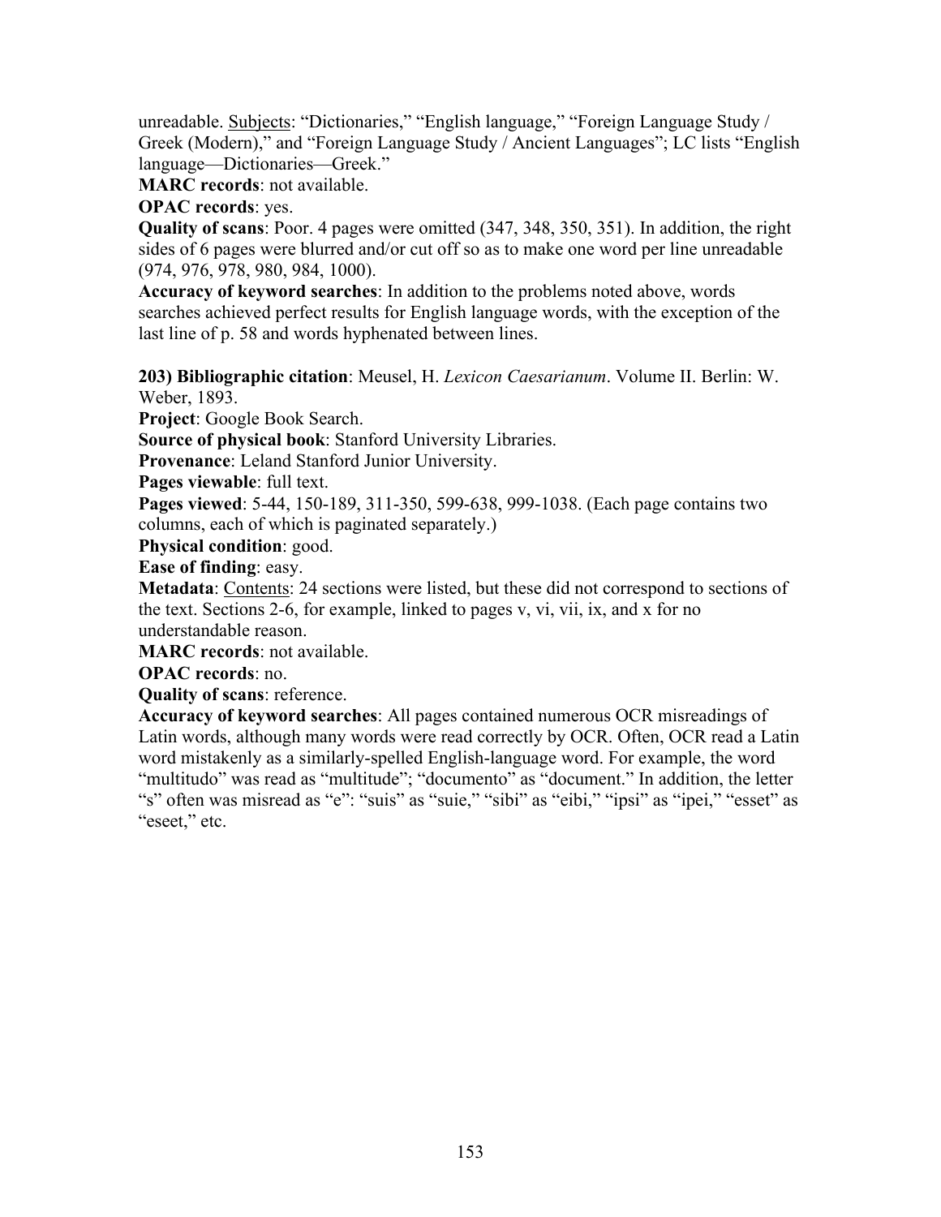unreadable. Subjects: "Dictionaries," "English language," "Foreign Language Study / Greek (Modern)," and "Foreign Language Study / Ancient Languages"; LC lists "English language—Dictionaries—Greek."

**MARC records**: not available.

**OPAC records**: yes.

**Quality of scans**: Poor. 4 pages were omitted (347, 348, 350, 351). In addition, the right sides of 6 pages were blurred and/or cut off so as to make one word per line unreadable (974, 976, 978, 980, 984, 1000).

**Accuracy of keyword searches**: In addition to the problems noted above, words searches achieved perfect results for English language words, with the exception of the last line of p. 58 and words hyphenated between lines.

**203) Bibliographic citation**: Meusel, H. *Lexicon Caesarianum*. Volume II. Berlin: W. Weber, 1893.

**Project**: Google Book Search.

**Source of physical book**: Stanford University Libraries.

**Provenance**: Leland Stanford Junior University.

**Pages viewable**: full text.

**Pages viewed**: 5-44, 150-189, 311-350, 599-638, 999-1038. (Each page contains two columns, each of which is paginated separately.)

**Physical condition**: good.

**Ease of finding**: easy.

**Metadata**: Contents: 24 sections were listed, but these did not correspond to sections of the text. Sections 2-6, for example, linked to pages v, vi, vii, ix, and x for no understandable reason.

**MARC records**: not available.

**OPAC records**: no.

**Quality of scans**: reference.

**Accuracy of keyword searches**: All pages contained numerous OCR misreadings of Latin words, although many words were read correctly by OCR. Often, OCR read a Latin word mistakenly as a similarly-spelled English-language word. For example, the word "multitudo" was read as "multitude"; "documento" as "document." In addition, the letter "s" often was misread as "e": "suis" as "suie," "sibi" as "eibi," "ipsi" as "ipei," "esset" as "eseet," etc.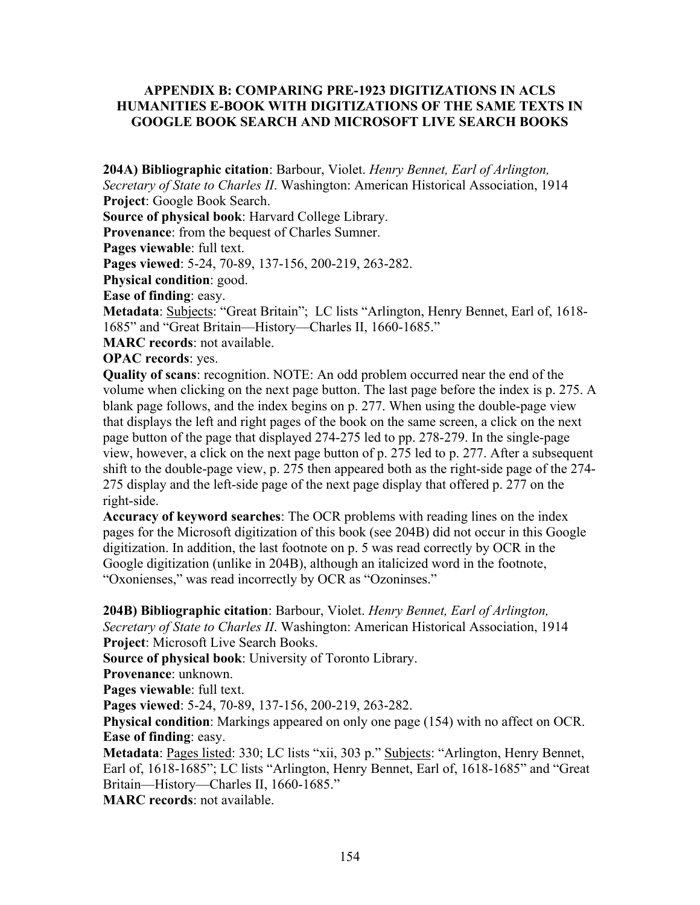## APPENDIX B: COMPARING PRE-1923 DIGITIZATIONS IN ACLS HUMANITIES E-BOOK WITH DIGITIZATIONS OF THE SAME TEXTS IN GOOGLE BOOK SEARCH AND MICROSOFT LIVE SEARCH BOOKS

**204A) Bibliographic citation**: Barbour, Violet. *Henry Bennet, Earl of Arlington, Secretary of State to Charles II*. Washington: American Historical Association, 1914
**Project**: Google Book Search.
**Source of physical book**: Harvard College Library.
**Provenance**: from the bequest of Charles Sumner.
**Pages viewable**: full text.
**Pages viewed**: 5-24, 70-89, 137-156, 200-219, 263-282.
**Physical condition**: good.
**Ease of finding**: easy.
**Metadata**: Subjects: "Great Britain"; LC lists "Arlington, Henry Bennet, Earl of, 1618-1685" and "Great Britain—History—Charles II, 1660-1685."
**MARC records**: not available.
**OPAC records**: yes.
**Quality of scans**: recognition. NOTE: An odd problem occurred near the end of the volume when clicking on the next page button. The last page before the index is p. 275. A blank page follows, and the index begins on p. 277. When using the double-page view that displays the left and right pages of the book on the same screen, a click on the next page button of the page that displayed 274-275 led to pp. 278-279. In the single-page view, however, a click on the next page button of p. 275 led to p. 277. After a subsequent shift to the double-page view, p. 275 then appeared both as the right-side page of the 274-275 display and the left-side page of the next page display that offered p. 277 on the right-side.
**Accuracy of keyword searches**: The OCR problems with reading lines on the index pages for the Microsoft digitization of this book (see 204B) did not occur in this Google digitization. In addition, the last footnote on p. 5 was read correctly by OCR in the Google digitization (unlike in 204B), although an italicized word in the footnote, "Oxonienses," was read incorrectly by OCR as "Ozoninses."

**204B) Bibliographic citation**: Barbour, Violet. *Henry Bennet, Earl of Arlington, Secretary of State to Charles II*. Washington: American Historical Association, 1914
**Project**: Microsoft Live Search Books.
**Source of physical book**: University of Toronto Library.
**Provenance**: unknown.
**Pages viewable**: full text.
**Pages viewed**: 5-24, 70-89, 137-156, 200-219, 263-282.
**Physical condition**: Markings appeared on only one page (154) with no affect on OCR.
**Ease of finding**: easy.
**Metadata**: Pages listed: 330; LC lists "xii, 303 p." Subjects: "Arlington, Henry Bennet, Earl of, 1618-1685"; LC lists "Arlington, Henry Bennet, Earl of, 1618-1685" and "Great Britain—History—Charles II, 1660-1685."
**MARC records**: not available.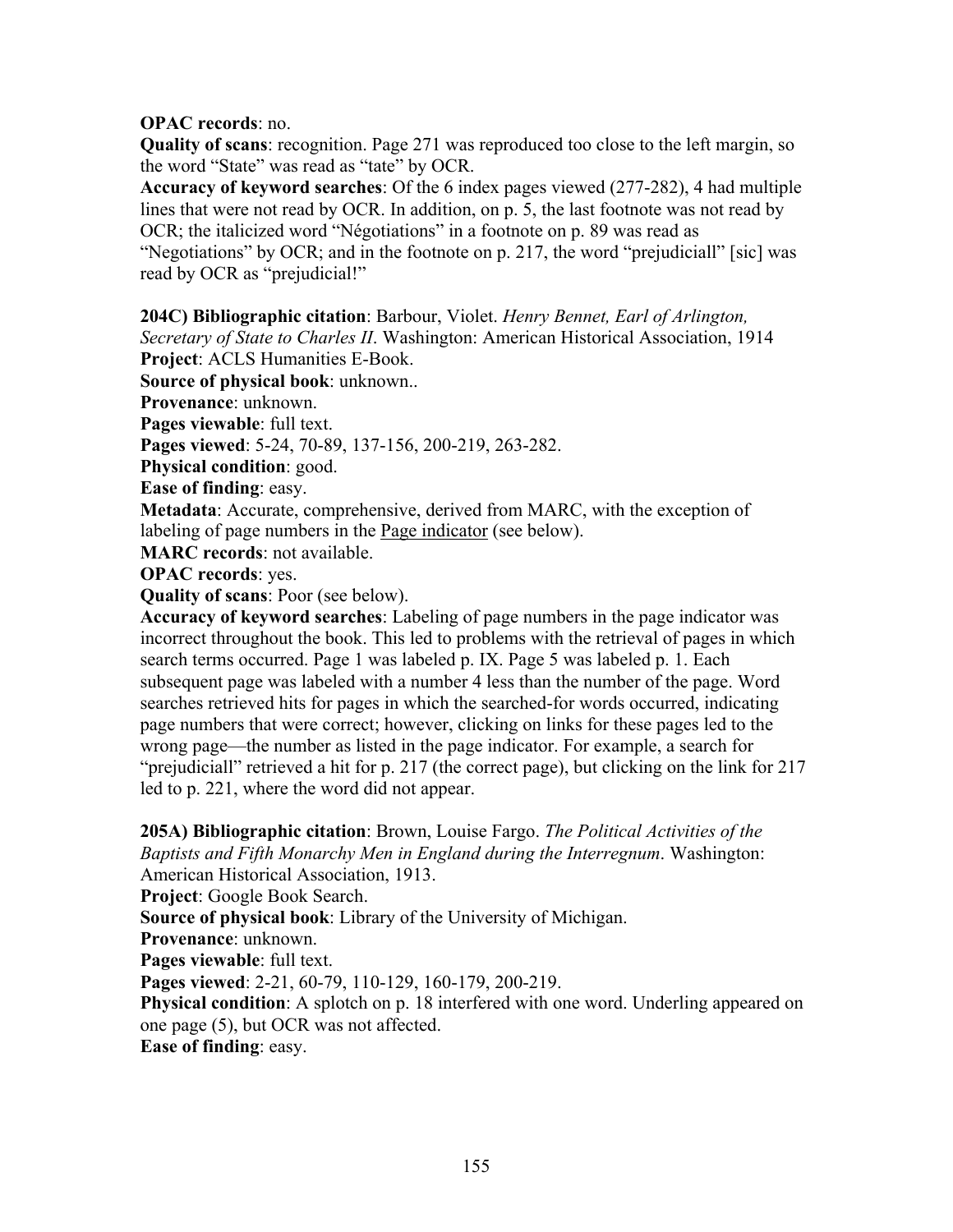**OPAC records**: no.

**Quality of scans**: recognition. Page 271 was reproduced too close to the left margin, so the word "State" was read as "tate" by OCR.

**Accuracy of keyword searches**: Of the 6 index pages viewed (277-282), 4 had multiple lines that were not read by OCR. In addition, on p. 5, the last footnote was not read by OCR; the italicized word "Négotiations" in a footnote on p. 89 was read as "Negotiations" by OCR; and in the footnote on p. 217, the word "prejudiciall" [sic] was read by OCR as "prejudicial!"

**204C) Bibliographic citation**: Barbour, Violet. *Henry Bennet, Earl of Arlington, Secretary of State to Charles II*. Washington: American Historical Association, 1914

**Project**: ACLS Humanities E-Book.

**Source of physical book**: unknown..

**Provenance**: unknown.

**Pages viewable**: full text.

**Pages viewed**: 5-24, 70-89, 137-156, 200-219, 263-282.

**Physical condition**: good.

**Ease of finding**: easy.

**Metadata**: Accurate, comprehensive, derived from MARC, with the exception of labeling of page numbers in the Page indicator (see below).

**MARC records**: not available.

**OPAC records**: yes.

**Quality of scans**: Poor (see below).

**Accuracy of keyword searches**: Labeling of page numbers in the page indicator was incorrect throughout the book. This led to problems with the retrieval of pages in which search terms occurred. Page 1 was labeled p. IX. Page 5 was labeled p. 1. Each subsequent page was labeled with a number 4 less than the number of the page. Word searches retrieved hits for pages in which the searched-for words occurred, indicating page numbers that were correct; however, clicking on links for these pages led to the wrong page—the number as listed in the page indicator. For example, a search for "prejudiciall" retrieved a hit for p. 217 (the correct page), but clicking on the link for 217 led to p. 221, where the word did not appear.

**205A) Bibliographic citation**: Brown, Louise Fargo. *The Political Activities of the Baptists and Fifth Monarchy Men in England during the Interregnum*. Washington: American Historical Association, 1913.

**Project**: Google Book Search.

**Source of physical book**: Library of the University of Michigan.

**Provenance**: unknown.

**Pages viewable**: full text.

**Pages viewed**: 2-21, 60-79, 110-129, 160-179, 200-219.

**Physical condition**: A splotch on p. 18 interfered with one word. Underling appeared on one page (5), but OCR was not affected.

**Ease of finding**: easy.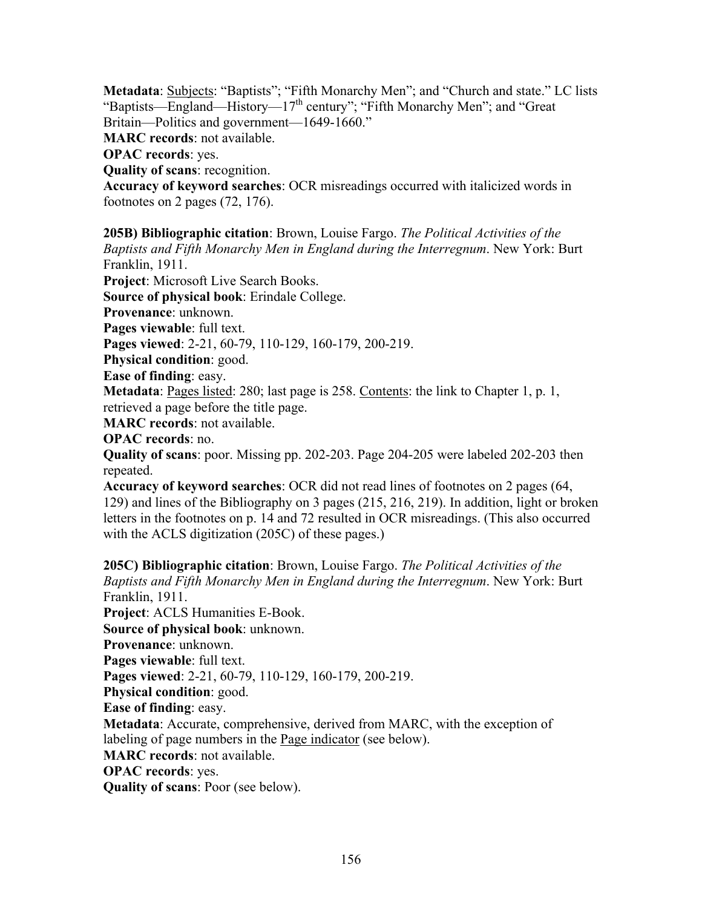**Metadata**: Subjects: “Baptists”; “Fifth Monarchy Men”; and “Church and state.” LC lists “Baptists—England—History—17th century”; “Fifth Monarchy Men”; and “Great Britain—Politics and government—1649-1660.”
**MARC records**: not available.
**OPAC records**: yes.
**Quality of scans**: recognition.
**Accuracy of keyword searches**: OCR misreadings occurred with italicized words in footnotes on 2 pages (72, 176).

**205B) Bibliographic citation**: Brown, Louise Fargo. *The Political Activities of the Baptists and Fifth Monarchy Men in England during the Interregnum*. New York: Burt Franklin, 1911.
**Project**: Microsoft Live Search Books.
**Source of physical book**: Erindale College.
**Provenance**: unknown.
**Pages viewable**: full text.
**Pages viewed**: 2-21, 60-79, 110-129, 160-179, 200-219.
**Physical condition**: good.
**Ease of finding**: easy.
**Metadata**: Pages listed: 280; last page is 258. Contents: the link to Chapter 1, p. 1, retrieved a page before the title page.
**MARC records**: not available.
**OPAC records**: no.
**Quality of scans**: poor. Missing pp. 202-203. Page 204-205 were labeled 202-203 then repeated.
**Accuracy of keyword searches**: OCR did not read lines of footnotes on 2 pages (64, 129) and lines of the Bibliography on 3 pages (215, 216, 219). In addition, light or broken letters in the footnotes on p. 14 and 72 resulted in OCR misreadings. (This also occurred with the ACLS digitization (205C) of these pages.)

**205C) Bibliographic citation**: Brown, Louise Fargo. *The Political Activities of the Baptists and Fifth Monarchy Men in England during the Interregnum*. New York: Burt Franklin, 1911.
**Project**: ACLS Humanities E-Book.
**Source of physical book**: unknown.
**Provenance**: unknown.
**Pages viewable**: full text.
**Pages viewed**: 2-21, 60-79, 110-129, 160-179, 200-219.
**Physical condition**: good.
**Ease of finding**: easy.
**Metadata**: Accurate, comprehensive, derived from MARC, with the exception of labeling of page numbers in the Page indicator (see below).
**MARC records**: not available.
**OPAC records**: yes.
**Quality of scans**: Poor (see below).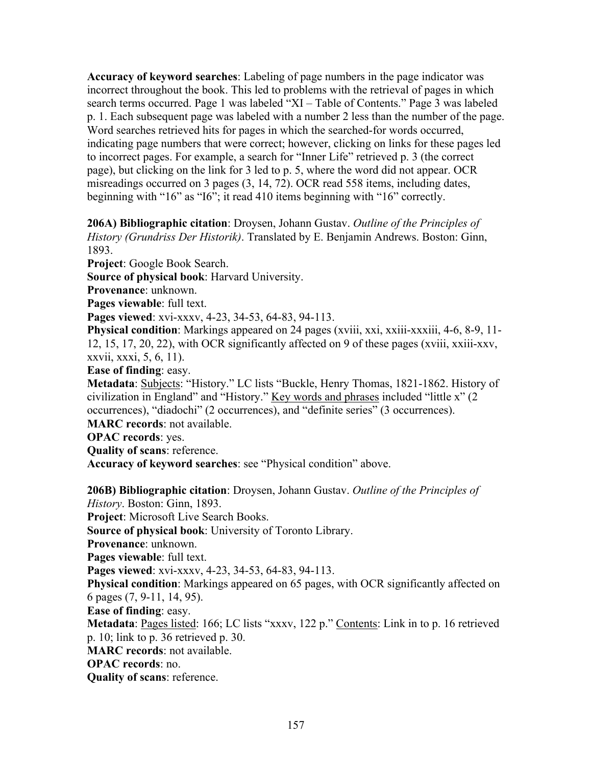**Accuracy of keyword searches**: Labeling of page numbers in the page indicator was incorrect throughout the book. This led to problems with the retrieval of pages in which search terms occurred. Page 1 was labeled "XI – Table of Contents." Page 3 was labeled p. 1. Each subsequent page was labeled with a number 2 less than the number of the page. Word searches retrieved hits for pages in which the searched-for words occurred, indicating page numbers that were correct; however, clicking on links for these pages led to incorrect pages. For example, a search for "Inner Life" retrieved p. 3 (the correct page), but clicking on the link for 3 led to p. 5, where the word did not appear. OCR misreadings occurred on 3 pages (3, 14, 72). OCR read 558 items, including dates, beginning with "16" as "I6"; it read 410 items beginning with "16" correctly.

**206A) Bibliographic citation**: Droysen, Johann Gustav. *Outline of the Principles of History (Grundriss Der Historik)*. Translated by E. Benjamin Andrews. Boston: Ginn, 1893.
**Project**: Google Book Search.
**Source of physical book**: Harvard University.
**Provenance**: unknown.
**Pages viewable**: full text.
**Pages viewed**: xvi-xxxv, 4-23, 34-53, 64-83, 94-113.
**Physical condition**: Markings appeared on 24 pages (xviii, xxi, xxiii-xxxiii, 4-6, 8-9, 11-12, 15, 17, 20, 22), with OCR significantly affected on 9 of these pages (xviii, xxiii-xxv, xxvii, xxxi, 5, 6, 11).
**Ease of finding**: easy.
**Metadata**: <u>Subjects</u>: "History." LC lists "Buckle, Henry Thomas, 1821-1862. History of civilization in England" and "History." <u>Key words and phrases</u> included "little x" (2 occurrences), "diadochi" (2 occurrences), and "definite series" (3 occurrences).
**MARC records**: not available.
**OPAC records**: yes.
**Quality of scans**: reference.
**Accuracy of keyword searches**: see "Physical condition" above.

**206B) Bibliographic citation**: Droysen, Johann Gustav. *Outline of the Principles of History*. Boston: Ginn, 1893.
**Project**: Microsoft Live Search Books.
**Source of physical book**: University of Toronto Library.
**Provenance**: unknown.
**Pages viewable**: full text.
**Pages viewed**: xvi-xxxv, 4-23, 34-53, 64-83, 94-113.
**Physical condition**: Markings appeared on 65 pages, with OCR significantly affected on 6 pages (7, 9-11, 14, 95).
**Ease of finding**: easy.
**Metadata**: <u>Pages listed</u>: 166; LC lists "xxxv, 122 p." <u>Contents</u>: Link in to p. 16 retrieved p. 10; link to p. 36 retrieved p. 30.
**MARC records**: not available.
**OPAC records**: no.
**Quality of scans**: reference.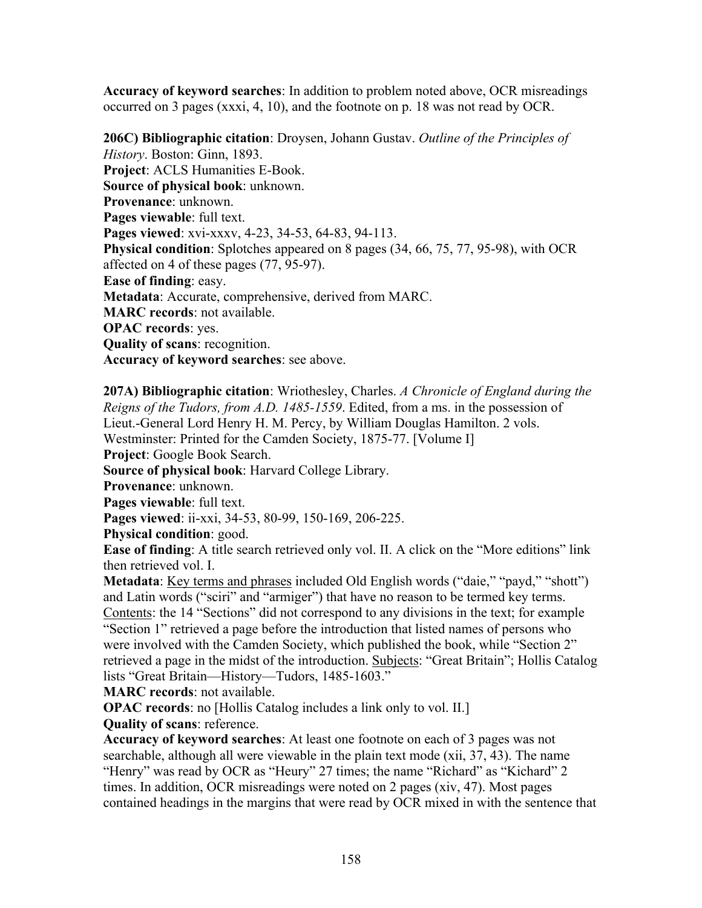**Accuracy of keyword searches**: In addition to problem noted above, OCR misreadings occurred on 3 pages (xxxi, 4, 10), and the footnote on p. 18 was not read by OCR.

**206C) Bibliographic citation**: Droysen, Johann Gustav. *Outline of the Principles of History*. Boston: Ginn, 1893.
**Project**: ACLS Humanities E-Book.
**Source of physical book**: unknown.
**Provenance**: unknown.
**Pages viewable**: full text.
**Pages viewed**: xvi-xxxv, 4-23, 34-53, 64-83, 94-113.
**Physical condition**: Splotches appeared on 8 pages (34, 66, 75, 77, 95-98), with OCR affected on 4 of these pages (77, 95-97).
**Ease of finding**: easy.
**Metadata**: Accurate, comprehensive, derived from MARC.
**MARC records**: not available.
**OPAC records**: yes.
**Quality of scans**: recognition.
**Accuracy of keyword searches**: see above.

**207A) Bibliographic citation**: Wriothesley, Charles. *A Chronicle of England during the Reigns of the Tudors, from A.D. 1485-1559*. Edited, from a ms. in the possession of Lieut.-General Lord Henry H. M. Percy, by William Douglas Hamilton. 2 vols. Westminster: Printed for the Camden Society, 1875-77. [Volume I]
**Project**: Google Book Search.
**Source of physical book**: Harvard College Library.
**Provenance**: unknown.
**Pages viewable**: full text.
**Pages viewed**: ii-xxi, 34-53, 80-99, 150-169, 206-225.
**Physical condition**: good.
**Ease of finding**: A title search retrieved only vol. II. A click on the "More editions" link then retrieved vol. I.
**Metadata**: Key terms and phrases included Old English words ("daie," "payd," "shott") and Latin words ("sciri" and "armiger") that have no reason to be termed key terms. Contents: the 14 "Sections" did not correspond to any divisions in the text; for example "Section 1" retrieved a page before the introduction that listed names of persons who were involved with the Camden Society, which published the book, while "Section 2" retrieved a page in the midst of the introduction. Subjects: "Great Britain"; Hollis Catalog lists "Great Britain—History—Tudors, 1485-1603."
**MARC records**: not available.
**OPAC records**: no [Hollis Catalog includes a link only to vol. II.]
**Quality of scans**: reference.
**Accuracy of keyword searches**: At least one footnote on each of 3 pages was not searchable, although all were viewable in the plain text mode (xii, 37, 43). The name "Henry" was read by OCR as "Heury" 27 times; the name "Richard" as "Kichard" 2 times. In addition, OCR misreadings were noted on 2 pages (xiv, 47). Most pages contained headings in the margins that were read by OCR mixed in with the sentence that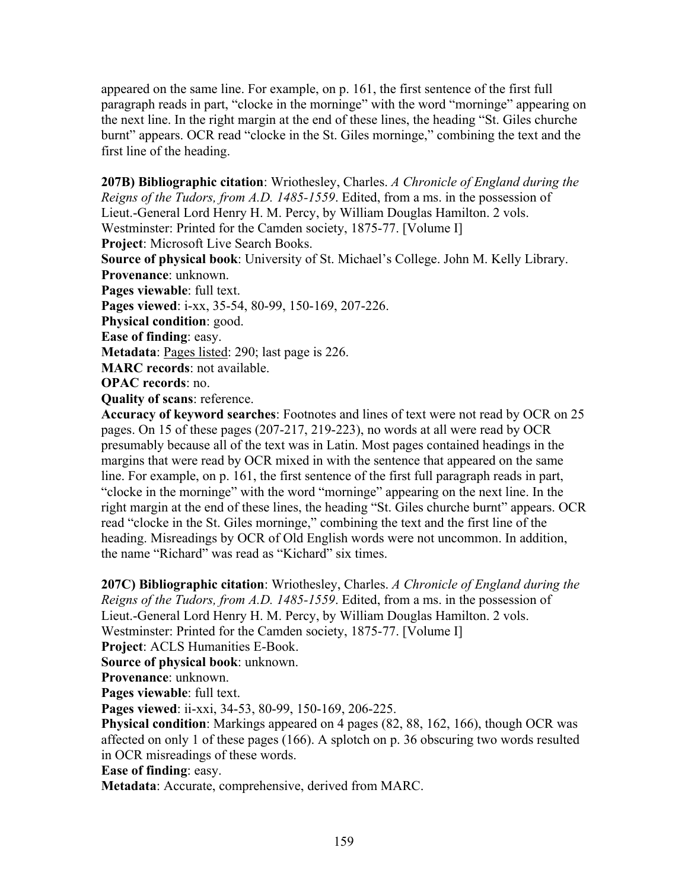appeared on the same line. For example, on p. 161, the first sentence of the first full paragraph reads in part, "clocke in the morninge" with the word "morninge" appearing on the next line. In the right margin at the end of these lines, the heading "St. Giles churche burnt" appears. OCR read "clocke in the St. Giles morninge," combining the text and the first line of the heading.

**207B) Bibliographic citation**: Wriothesley, Charles. *A Chronicle of England during the Reigns of the Tudors, from A.D. 1485-1559*. Edited, from a ms. in the possession of Lieut.-General Lord Henry H. M. Percy, by William Douglas Hamilton. 2 vols. Westminster: Printed for the Camden society, 1875-77. [Volume I]
**Project**: Microsoft Live Search Books.
**Source of physical book**: University of St. Michael's College. John M. Kelly Library.
**Provenance**: unknown.
**Pages viewable**: full text.
**Pages viewed**: i-xx, 35-54, 80-99, 150-169, 207-226.
**Physical condition**: good.
**Ease of finding**: easy.
**Metadata**: Pages listed: 290; last page is 226.
**MARC records**: not available.
**OPAC records**: no.
**Quality of scans**: reference.
**Accuracy of keyword searches**: Footnotes and lines of text were not read by OCR on 25 pages. On 15 of these pages (207-217, 219-223), no words at all were read by OCR presumably because all of the text was in Latin. Most pages contained headings in the margins that were read by OCR mixed in with the sentence that appeared on the same line. For example, on p. 161, the first sentence of the first full paragraph reads in part, "clocke in the morninge" with the word "morninge" appearing on the next line. In the right margin at the end of these lines, the heading "St. Giles churche burnt" appears. OCR read "clocke in the St. Giles morninge," combining the text and the first line of the heading. Misreadings by OCR of Old English words were not uncommon. In addition, the name "Richard" was read as "Kichard" six times.

**207C) Bibliographic citation**: Wriothesley, Charles. *A Chronicle of England during the Reigns of the Tudors, from A.D. 1485-1559*. Edited, from a ms. in the possession of Lieut.-General Lord Henry H. M. Percy, by William Douglas Hamilton. 2 vols. Westminster: Printed for the Camden society, 1875-77. [Volume I]
**Project**: ACLS Humanities E-Book.
**Source of physical book**: unknown.
**Provenance**: unknown.
**Pages viewable**: full text.
**Pages viewed**: ii-xxi, 34-53, 80-99, 150-169, 206-225.
**Physical condition**: Markings appeared on 4 pages (82, 88, 162, 166), though OCR was affected on only 1 of these pages (166). A splotch on p. 36 obscuring two words resulted in OCR misreadings of these words.
**Ease of finding**: easy.
**Metadata**: Accurate, comprehensive, derived from MARC.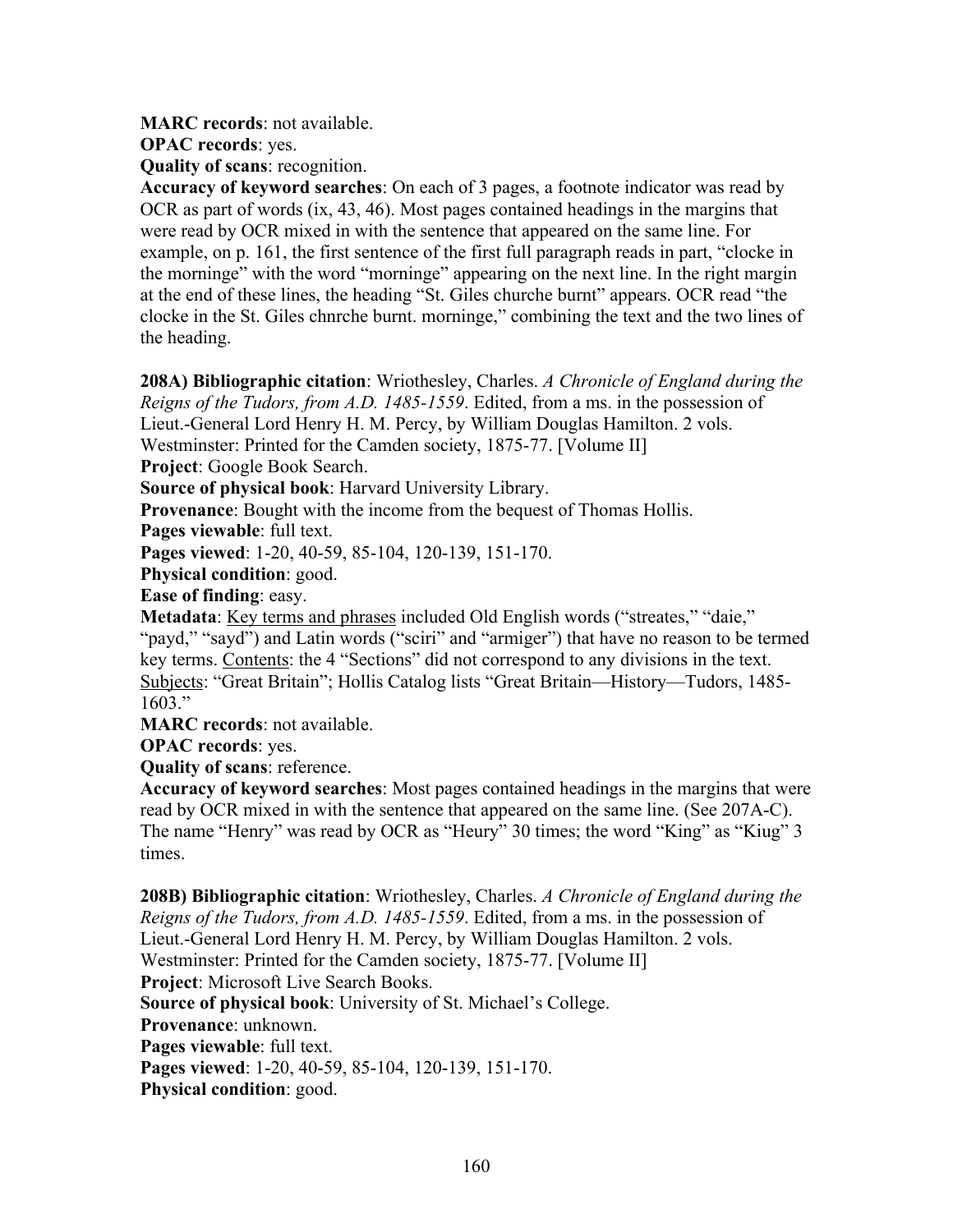**MARC records**: not available.
**OPAC records**: yes.
**Quality of scans**: recognition.
**Accuracy of keyword searches**: On each of 3 pages, a footnote indicator was read by OCR as part of words (ix, 43, 46). Most pages contained headings in the margins that were read by OCR mixed in with the sentence that appeared on the same line. For example, on p. 161, the first sentence of the first full paragraph reads in part, "clocke in the morninge" with the word "morninge" appearing on the next line. In the right margin at the end of these lines, the heading "St. Giles churche burnt" appears. OCR read "the clocke in the St. Giles chnrche burnt. morninge," combining the text and the two lines of the heading.

**208A) Bibliographic citation**: Wriothesley, Charles. *A Chronicle of England during the Reigns of the Tudors, from A.D. 1485-1559*. Edited, from a ms. in the possession of Lieut.-General Lord Henry H. M. Percy, by William Douglas Hamilton. 2 vols. Westminster: Printed for the Camden society, 1875-77. [Volume II]
**Project**: Google Book Search.
**Source of physical book**: Harvard University Library.
**Provenance**: Bought with the income from the bequest of Thomas Hollis.
**Pages viewable**: full text.
**Pages viewed**: 1-20, 40-59, 85-104, 120-139, 151-170.
**Physical condition**: good.
**Ease of finding**: easy.
**Metadata**: <u>Key terms and phrases</u> included Old English words ("streates," "daie," "payd," "sayd") and Latin words ("sciri" and "armiger") that have no reason to be termed key terms. <u>Contents</u>: the 4 "Sections" did not correspond to any divisions in the text. <u>Subjects</u>: "Great Britain"; Hollis Catalog lists "Great Britain—History—Tudors, 1485-1603."
**MARC records**: not available.
**OPAC records**: yes.
**Quality of scans**: reference.
**Accuracy of keyword searches**: Most pages contained headings in the margins that were read by OCR mixed in with the sentence that appeared on the same line. (See 207A-C). The name "Henry" was read by OCR as "Heury" 30 times; the word "King" as "Kiug" 3 times.

**208B) Bibliographic citation**: Wriothesley, Charles. *A Chronicle of England during the Reigns of the Tudors, from A.D. 1485-1559*. Edited, from a ms. in the possession of Lieut.-General Lord Henry H. M. Percy, by William Douglas Hamilton. 2 vols. Westminster: Printed for the Camden society, 1875-77. [Volume II]
**Project**: Microsoft Live Search Books.
**Source of physical book**: University of St. Michael's College.
**Provenance**: unknown.
**Pages viewable**: full text.
**Pages viewed**: 1-20, 40-59, 85-104, 120-139, 151-170.
**Physical condition**: good.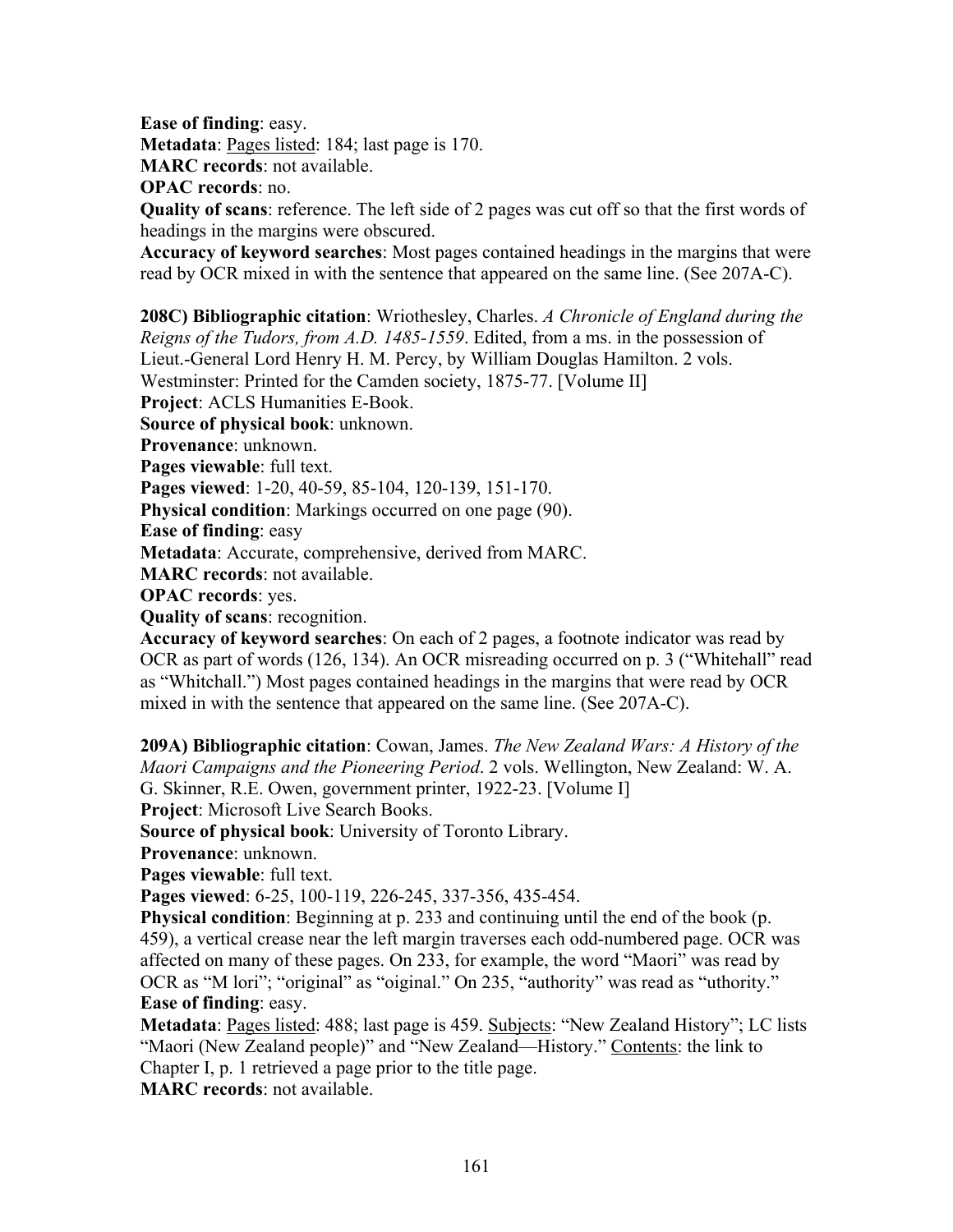**Ease of finding**: easy.
**Metadata**: Pages listed: 184; last page is 170.
**MARC records**: not available.
**OPAC records**: no.
**Quality of scans**: reference. The left side of 2 pages was cut off so that the first words of headings in the margins were obscured.
**Accuracy of keyword searches**: Most pages contained headings in the margins that were read by OCR mixed in with the sentence that appeared on the same line. (See 207A-C).

**208C) Bibliographic citation**: Wriothesley, Charles. *A Chronicle of England during the Reigns of the Tudors, from A.D. 1485-1559*. Edited, from a ms. in the possession of Lieut.-General Lord Henry H. M. Percy, by William Douglas Hamilton. 2 vols. Westminster: Printed for the Camden society, 1875-77. [Volume II]
**Project**: ACLS Humanities E-Book.
**Source of physical book**: unknown.
**Provenance**: unknown.
**Pages viewable**: full text.
**Pages viewed**: 1-20, 40-59, 85-104, 120-139, 151-170.
**Physical condition**: Markings occurred on one page (90).
**Ease of finding**: easy
**Metadata**: Accurate, comprehensive, derived from MARC.
**MARC records**: not available.
**OPAC records**: yes.
**Quality of scans**: recognition.
**Accuracy of keyword searches**: On each of 2 pages, a footnote indicator was read by OCR as part of words (126, 134). An OCR misreading occurred on p. 3 ("Whitehall" read as "Whitchall.") Most pages contained headings in the margins that were read by OCR mixed in with the sentence that appeared on the same line. (See 207A-C).

**209A) Bibliographic citation**: Cowan, James. *The New Zealand Wars: A History of the Maori Campaigns and the Pioneering Period*. 2 vols. Wellington, New Zealand: W. A. G. Skinner, R.E. Owen, government printer, 1922-23. [Volume I]
**Project**: Microsoft Live Search Books.
**Source of physical book**: University of Toronto Library.
**Provenance**: unknown.
**Pages viewable**: full text.
**Pages viewed**: 6-25, 100-119, 226-245, 337-356, 435-454.
**Physical condition**: Beginning at p. 233 and continuing until the end of the book (p. 459), a vertical crease near the left margin traverses each odd-numbered page. OCR was affected on many of these pages. On 233, for example, the word "Maori" was read by OCR as "M lori"; "original" as "oiginal." On 235, "authority" was read as "uthority."
**Ease of finding**: easy.
**Metadata**: Pages listed: 488; last page is 459. Subjects: "New Zealand History"; LC lists "Maori (New Zealand people)" and "New Zealand—History." Contents: the link to Chapter I, p. 1 retrieved a page prior to the title page.
**MARC records**: not available.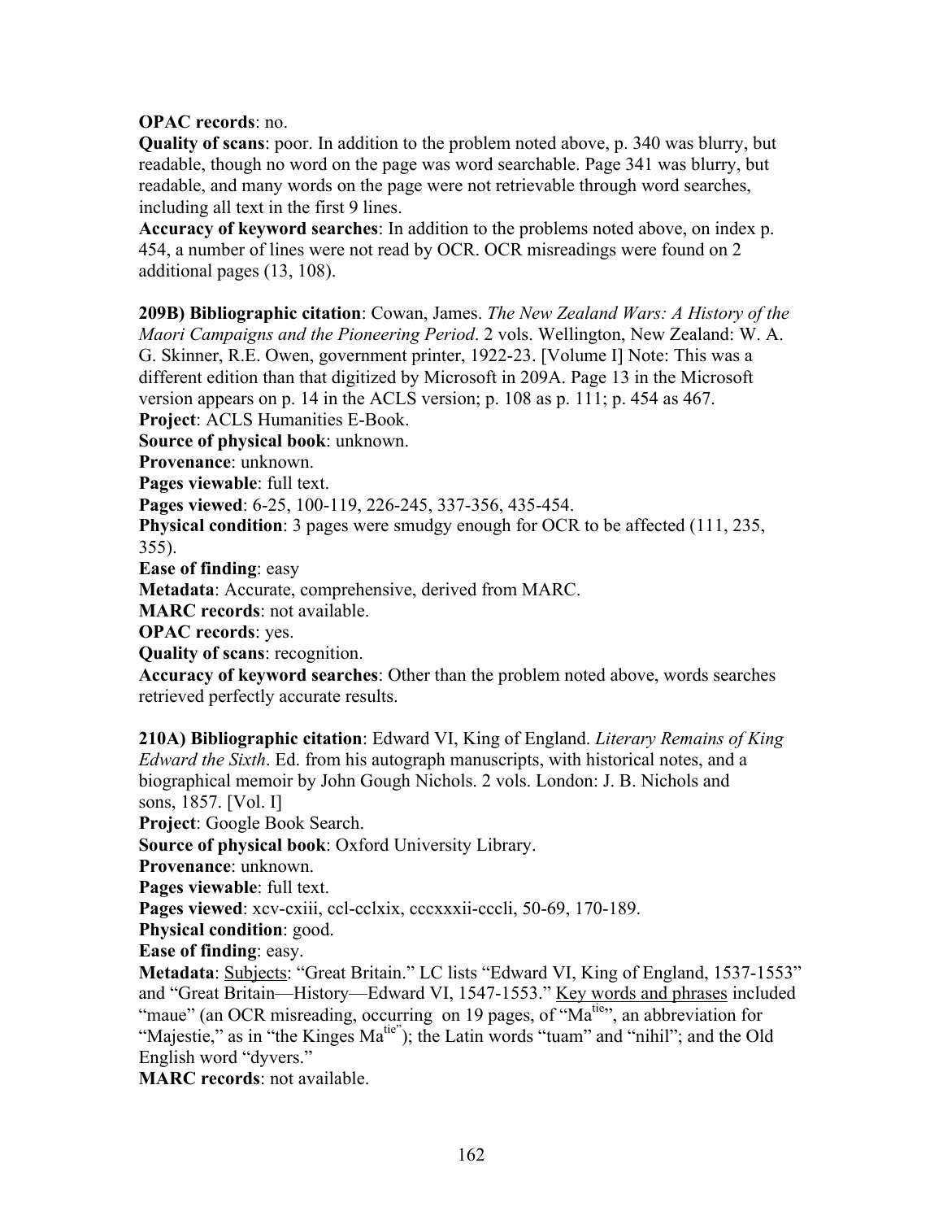**OPAC records**: no.
**Quality of scans**: poor. In addition to the problem noted above, p. 340 was blurry, but readable, though no word on the page was word searchable. Page 341 was blurry, but readable, and many words on the page were not retrievable through word searches, including all text in the first 9 lines.
**Accuracy of keyword searches**: In addition to the problems noted above, on index p. 454, a number of lines were not read by OCR. OCR misreadings were found on 2 additional pages (13, 108).

**209B) Bibliographic citation**: Cowan, James. *The New Zealand Wars: A History of the Maori Campaigns and the Pioneering Period*. 2 vols. Wellington, New Zealand: W. A. G. Skinner, R.E. Owen, government printer, 1922-23. [Volume I] Note: This was a different edition than that digitized by Microsoft in 209A. Page 13 in the Microsoft version appears on p. 14 in the ACLS version; p. 108 as p. 111; p. 454 as 467.
**Project**: ACLS Humanities E-Book.
**Source of physical book**: unknown.
**Provenance**: unknown.
**Pages viewable**: full text.
**Pages viewed**: 6-25, 100-119, 226-245, 337-356, 435-454.
**Physical condition**: 3 pages were smudgy enough for OCR to be affected (111, 235, 355).
**Ease of finding**: easy
**Metadata**: Accurate, comprehensive, derived from MARC.
**MARC records**: not available.
**OPAC records**: yes.
**Quality of scans**: recognition.
**Accuracy of keyword searches**: Other than the problem noted above, words searches retrieved perfectly accurate results.

**210A) Bibliographic citation**: Edward VI, King of England. *Literary Remains of King Edward the Sixth*. Ed. from his autograph manuscripts, with historical notes, and a biographical memoir by John Gough Nichols. 2 vols. London: J. B. Nichols and sons, 1857. [Vol. I]
**Project**: Google Book Search.
**Source of physical book**: Oxford University Library.
**Provenance**: unknown.
**Pages viewable**: full text.
**Pages viewed**: xcv-cxiii, ccl-cclxix, cccxxxii-cccli, 50-69, 170-189.
**Physical condition**: good.
**Ease of finding**: easy.
**Metadata**: Subjects: "Great Britain." LC lists "Edward VI, King of England, 1537-1553" and "Great Britain—History—Edward VI, 1547-1553." Key words and phrases included "maue" (an OCR misreading, occurring on 19 pages, of "Ma$^{tie}$", an abbreviation for "Majestie," as in "the Kinges Ma$^{tie}$"); the Latin words "tuam" and "nihil"; and the Old English word "dyvers."
**MARC records**: not available.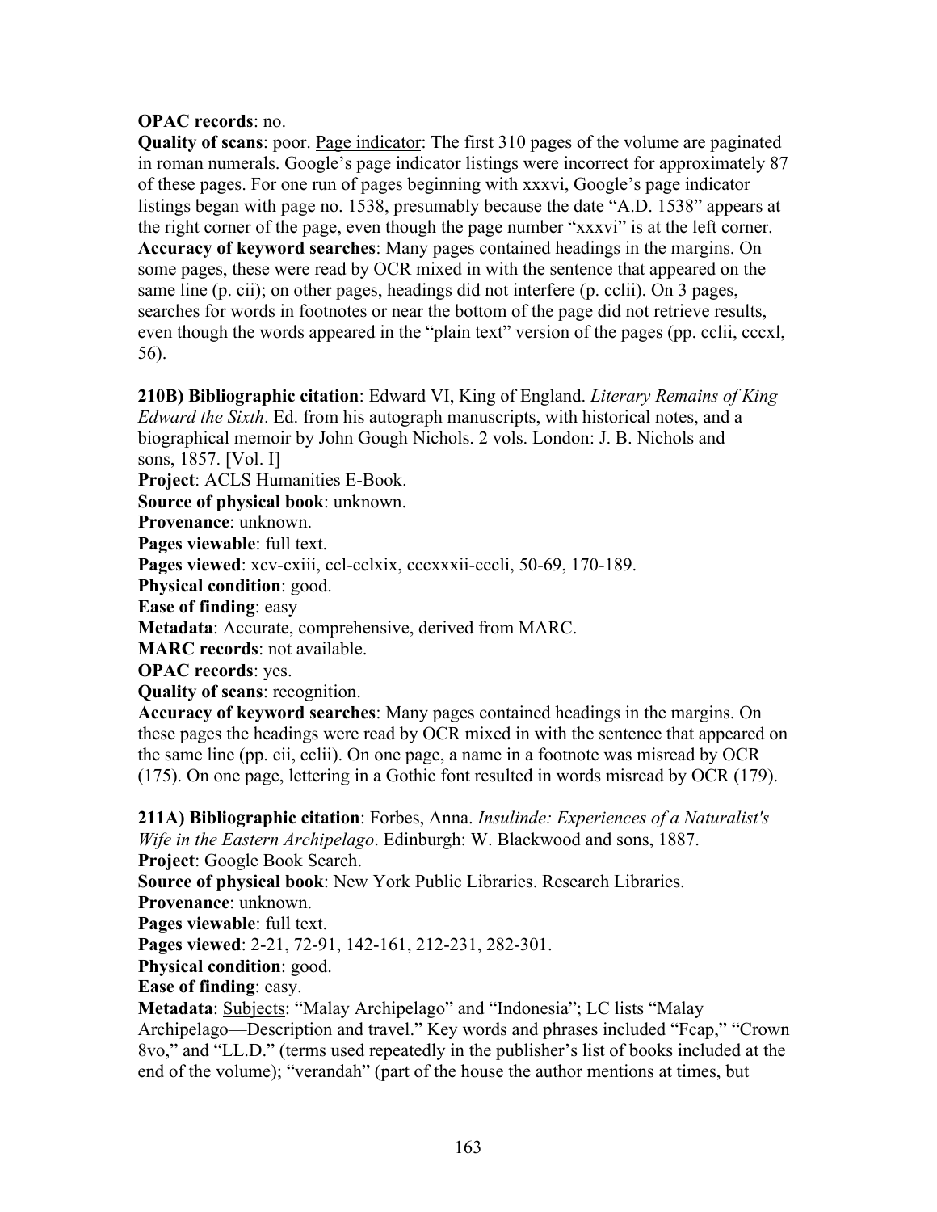**OPAC records**: no.

**Quality of scans**: poor. Page indicator: The first 310 pages of the volume are paginated in roman numerals. Google's page indicator listings were incorrect for approximately 87 of these pages. For one run of pages beginning with xxxvi, Google's page indicator listings began with page no. 1538, presumably because the date "A.D. 1538" appears at the right corner of the page, even though the page number "xxxvi" is at the left corner.

**Accuracy of keyword searches**: Many pages contained headings in the margins. On some pages, these were read by OCR mixed in with the sentence that appeared on the same line (p. cii); on other pages, headings did not interfere (p. cclii). On 3 pages, searches for words in footnotes or near the bottom of the page did not retrieve results, even though the words appeared in the "plain text" version of the pages (pp. cclii, cccxl, 56).

**210B) Bibliographic citation**: Edward VI, King of England. *Literary Remains of King Edward the Sixth*. Ed. from his autograph manuscripts, with historical notes, and a biographical memoir by John Gough Nichols. 2 vols. London: J. B. Nichols and sons, 1857. [Vol. I]

**Project**: ACLS Humanities E-Book.

**Source of physical book**: unknown.

**Provenance**: unknown.

**Pages viewable**: full text.

**Pages viewed**: xcv-cxiii, ccl-cclxix, cccxxxii-cccli, 50-69, 170-189.

**Physical condition**: good.

**Ease of finding**: easy

**Metadata**: Accurate, comprehensive, derived from MARC.

**MARC records**: not available.

**OPAC records**: yes.

**Quality of scans**: recognition.

**Accuracy of keyword searches**: Many pages contained headings in the margins. On these pages the headings were read by OCR mixed in with the sentence that appeared on the same line (pp. cii, cclii). On one page, a name in a footnote was misread by OCR (175). On one page, lettering in a Gothic font resulted in words misread by OCR (179).

**211A) Bibliographic citation**: Forbes, Anna. *Insulinde: Experiences of a Naturalist's Wife in the Eastern Archipelago*. Edinburgh: W. Blackwood and sons, 1887.

**Project**: Google Book Search.

**Source of physical book**: New York Public Libraries. Research Libraries.

**Provenance**: unknown.

**Pages viewable**: full text.

**Pages viewed**: 2-21, 72-91, 142-161, 212-231, 282-301.

**Physical condition**: good.

**Ease of finding**: easy.

**Metadata**: Subjects: "Malay Archipelago" and "Indonesia"; LC lists "Malay Archipelago—Description and travel." Key words and phrases included "Fcap," "Crown 8vo," and "LL.D." (terms used repeatedly in the publisher's list of books included at the end of the volume); "verandah" (part of the house the author mentions at times, but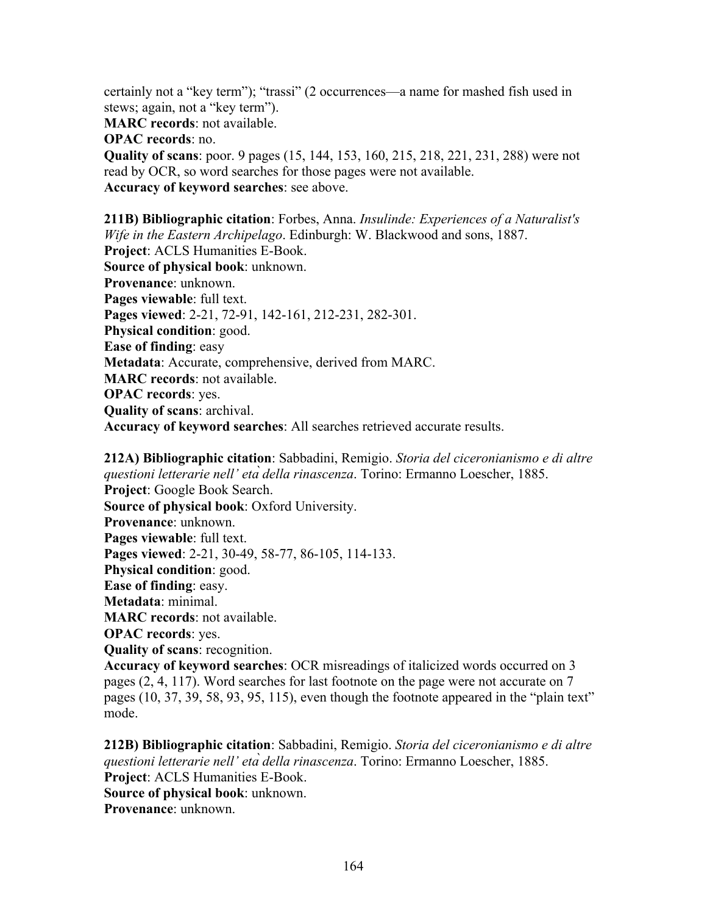certainly not a "key term"); "trassi" (2 occurrences—a name for mashed fish used in stews; again, not a "key term").
**MARC records**: not available.
**OPAC records**: no.
**Quality of scans**: poor. 9 pages (15, 144, 153, 160, 215, 218, 221, 231, 288) were not read by OCR, so word searches for those pages were not available.
**Accuracy of keyword searches**: see above.

**211B) Bibliographic citation**: Forbes, Anna. *Insulinde: Experiences of a Naturalist's Wife in the Eastern Archipelago*. Edinburgh: W. Blackwood and sons, 1887.
**Project**: ACLS Humanities E-Book.
**Source of physical book**: unknown.
**Provenance**: unknown.
**Pages viewable**: full text.
**Pages viewed**: 2-21, 72-91, 142-161, 212-231, 282-301.
**Physical condition**: good.
**Ease of finding**: easy
**Metadata**: Accurate, comprehensive, derived from MARC.
**MARC records**: not available.
**OPAC records**: yes.
**Quality of scans**: archival.
**Accuracy of keyword searches**: All searches retrieved accurate results.

**212A) Bibliographic citation**: Sabbadini, Remigio. *Storia del ciceronianismo e di altre questioni letterarie nell' età della rinascenza*. Torino: Ermanno Loescher, 1885.
**Project**: Google Book Search.
**Source of physical book**: Oxford University.
**Provenance**: unknown.
**Pages viewable**: full text.
**Pages viewed**: 2-21, 30-49, 58-77, 86-105, 114-133.
**Physical condition**: good.
**Ease of finding**: easy.
**Metadata**: minimal.
**MARC records**: not available.
**OPAC records**: yes.
**Quality of scans**: recognition.
**Accuracy of keyword searches**: OCR misreadings of italicized words occurred on 3 pages (2, 4, 117). Word searches for last footnote on the page were not accurate on 7 pages (10, 37, 39, 58, 93, 95, 115), even though the footnote appeared in the "plain text" mode.

**212B) Bibliographic citation**: Sabbadini, Remigio. *Storia del ciceronianismo e di altre questioni letterarie nell' età della rinascenza*. Torino: Ermanno Loescher, 1885.
**Project**: ACLS Humanities E-Book.
**Source of physical book**: unknown.
**Provenance**: unknown.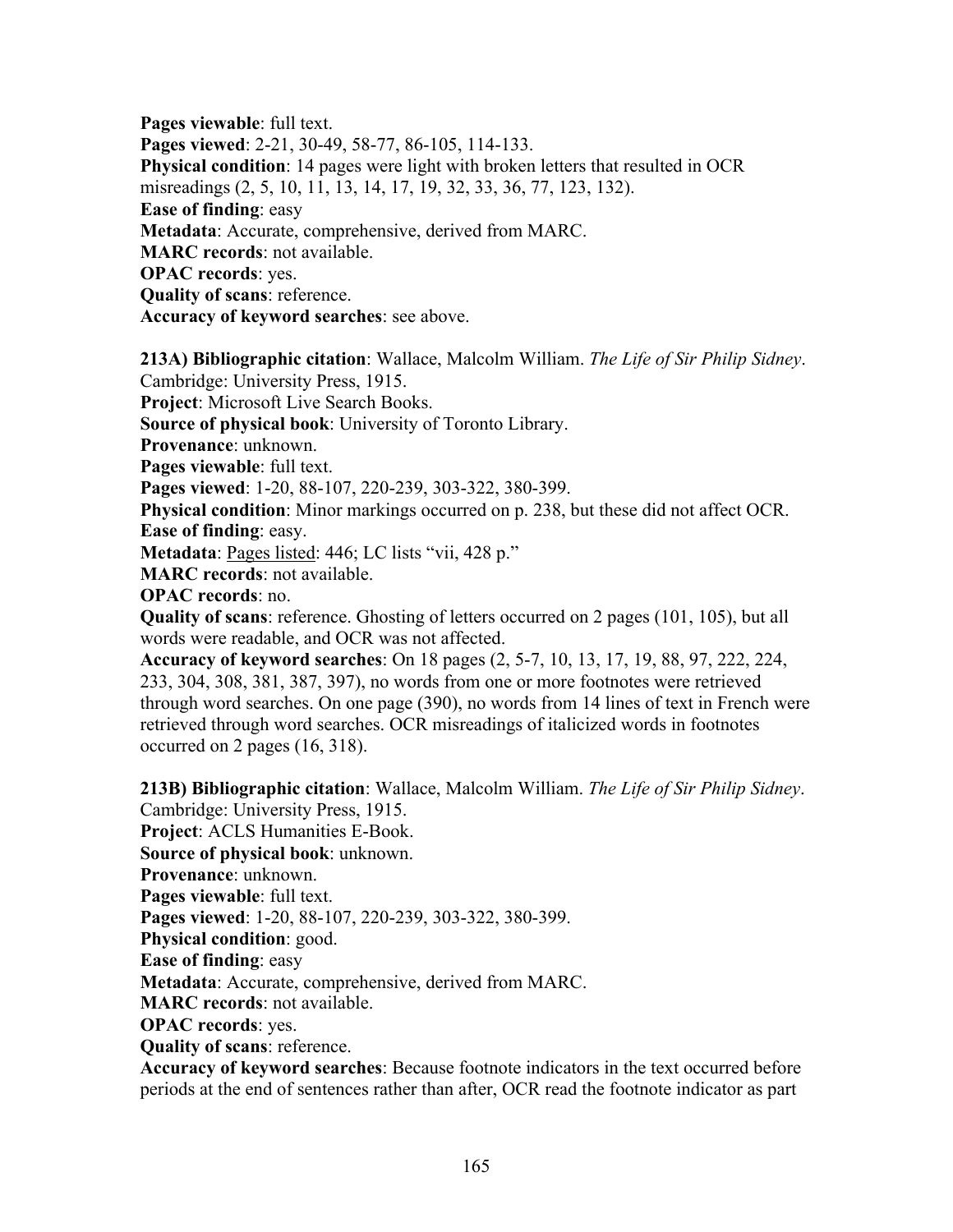**Pages viewable**: full text.
**Pages viewed**: 2-21, 30-49, 58-77, 86-105, 114-133.
**Physical condition**: 14 pages were light with broken letters that resulted in OCR misreadings (2, 5, 10, 11, 13, 14, 17, 19, 32, 33, 36, 77, 123, 132).
**Ease of finding**: easy
**Metadata**: Accurate, comprehensive, derived from MARC.
**MARC records**: not available.
**OPAC records**: yes.
**Quality of scans**: reference.
**Accuracy of keyword searches**: see above.

**213A) Bibliographic citation**: Wallace, Malcolm William. *The Life of Sir Philip Sidney*. Cambridge: University Press, 1915.
**Project**: Microsoft Live Search Books.
**Source of physical book**: University of Toronto Library.
**Provenance**: unknown.
**Pages viewable**: full text.
**Pages viewed**: 1-20, 88-107, 220-239, 303-322, 380-399.
**Physical condition**: Minor markings occurred on p. 238, but these did not affect OCR.
**Ease of finding**: easy.
**Metadata**: <u>Pages listed</u>: 446; LC lists "vii, 428 p."
**MARC records**: not available.
**OPAC records**: no.
**Quality of scans**: reference. Ghosting of letters occurred on 2 pages (101, 105), but all words were readable, and OCR was not affected.
**Accuracy of keyword searches**: On 18 pages (2, 5-7, 10, 13, 17, 19, 88, 97, 222, 224, 233, 304, 308, 381, 387, 397), no words from one or more footnotes were retrieved through word searches. On one page (390), no words from 14 lines of text in French were retrieved through word searches. OCR misreadings of italicized words in footnotes occurred on 2 pages (16, 318).

**213B) Bibliographic citation**: Wallace, Malcolm William. *The Life of Sir Philip Sidney*. Cambridge: University Press, 1915.
**Project**: ACLS Humanities E-Book.
**Source of physical book**: unknown.
**Provenance**: unknown.
**Pages viewable**: full text.
**Pages viewed**: 1-20, 88-107, 220-239, 303-322, 380-399.
**Physical condition**: good.
**Ease of finding**: easy
**Metadata**: Accurate, comprehensive, derived from MARC.
**MARC records**: not available.
**OPAC records**: yes.
**Quality of scans**: reference.
**Accuracy of keyword searches**: Because footnote indicators in the text occurred before periods at the end of sentences rather than after, OCR read the footnote indicator as part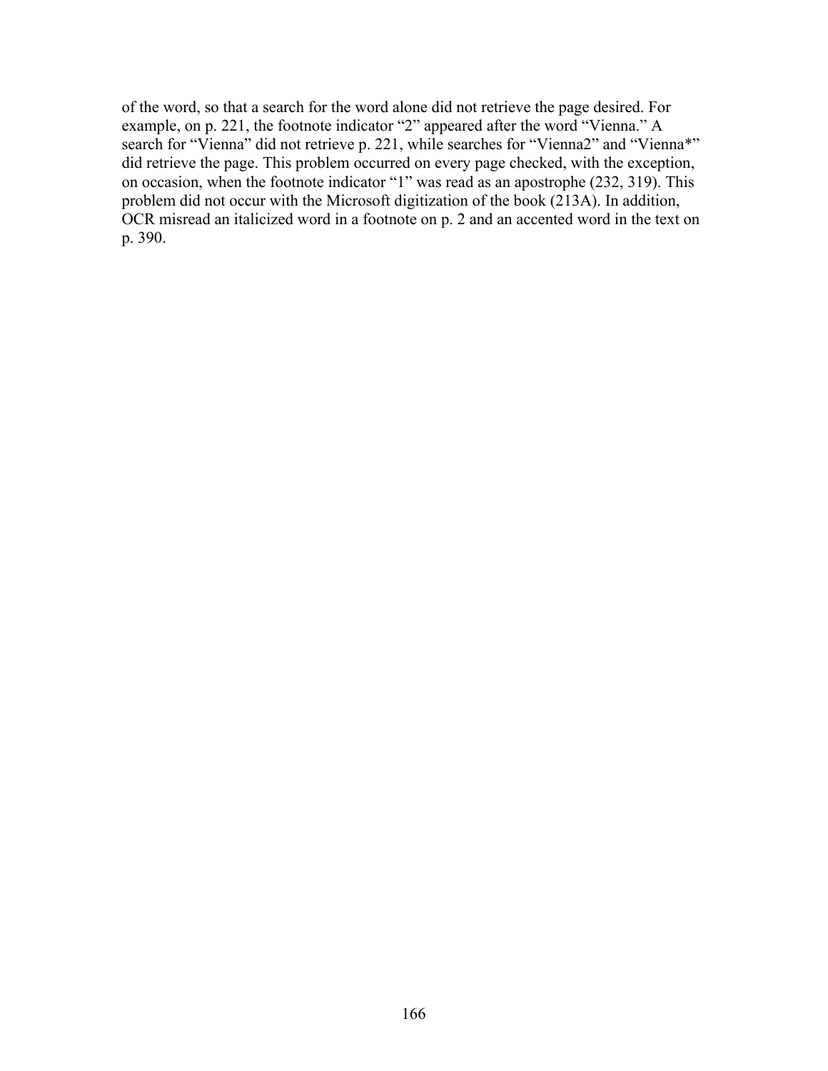of the word, so that a search for the word alone did not retrieve the page desired. For example, on p. 221, the footnote indicator "2" appeared after the word "Vienna." A search for "Vienna" did not retrieve p. 221, while searches for "Vienna2" and "Vienna*" did retrieve the page. This problem occurred on every page checked, with the exception, on occasion, when the footnote indicator "1" was read as an apostrophe (232, 319). This problem did not occur with the Microsoft digitization of the book (213A). In addition, OCR misread an italicized word in a footnote on p. 2 and an accented word in the text on p. 390.